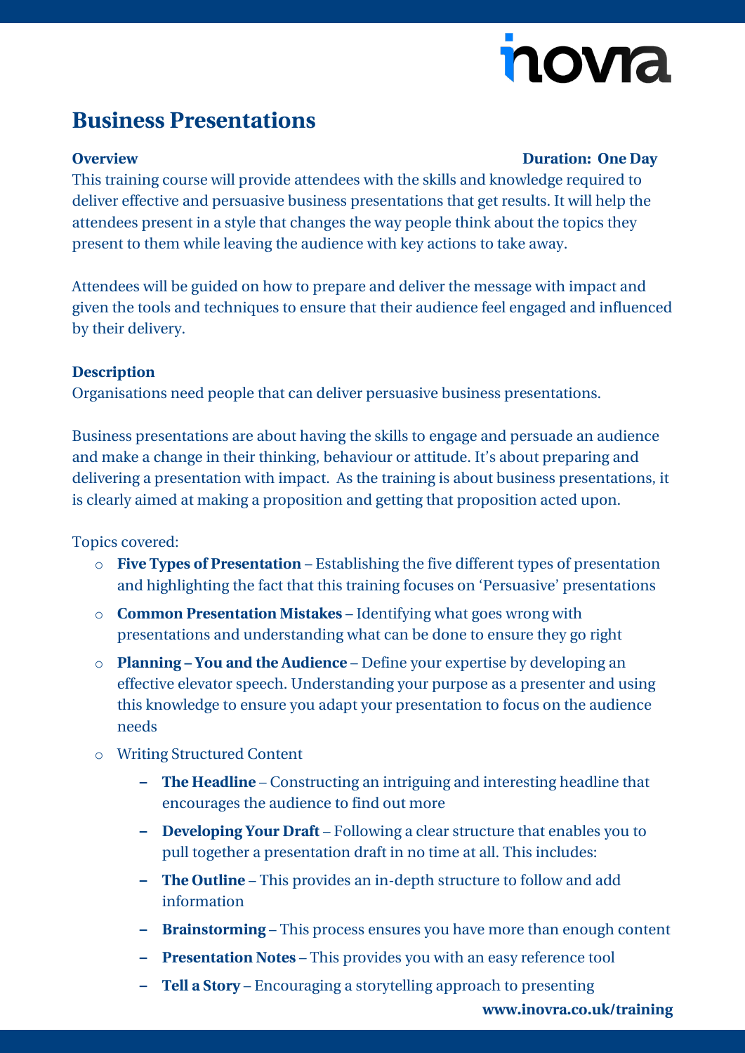# Business Presentations

**Overview** **Duration: One Day**

This training course will provide attendees with the skills and knowledge required to deliver effective and persuasive business presentations that get results. It will help the attendees present in a style that changes the way people think about the topics they present to them while leaving the audience with key actions to take away.

Attendees will be guided on how to prepare and deliver the message with impact and given the tools and techniques to ensure that their audience feel engaged and influenced by their delivery.

**Description**

Organisations need people that can deliver persuasive business presentations.

Business presentations are about having the skills to engage and persuade an audience and make a change in their thinking, behaviour or attitude. It's about preparing and delivering a presentation with impact. As the training is about business presentations, it is clearly aimed at making a proposition and getting that proposition acted upon.

Topics covered:

- **Five Types of Presentation** – Establishing the five different types of presentation and highlighting the fact that this training focuses on 'Persuasive' presentations
- **Common Presentation Mistakes** – Identifying what goes wrong with presentations and understanding what can be done to ensure they go right
- **Planning – You and the Audience** – Define your expertise by developing an effective elevator speech. Understanding your purpose as a presenter and using this knowledge to ensure you adapt your presentation to focus on the audience needs
- Writing Structured Content
  - **The Headline** – Constructing an intriguing and interesting headline that encourages the audience to find out more
  - **Developing Your Draft** – Following a clear structure that enables you to pull together a presentation draft in no time at all. This includes:
  - **The Outline** – This provides an in-depth structure to follow and add information
  - **Brainstorming** – This process ensures you have more than enough content
  - **Presentation Notes** – This provides you with an easy reference tool
  - **Tell a Story** – Encouraging a storytelling approach to presenting

**www.inovra.co.uk/training**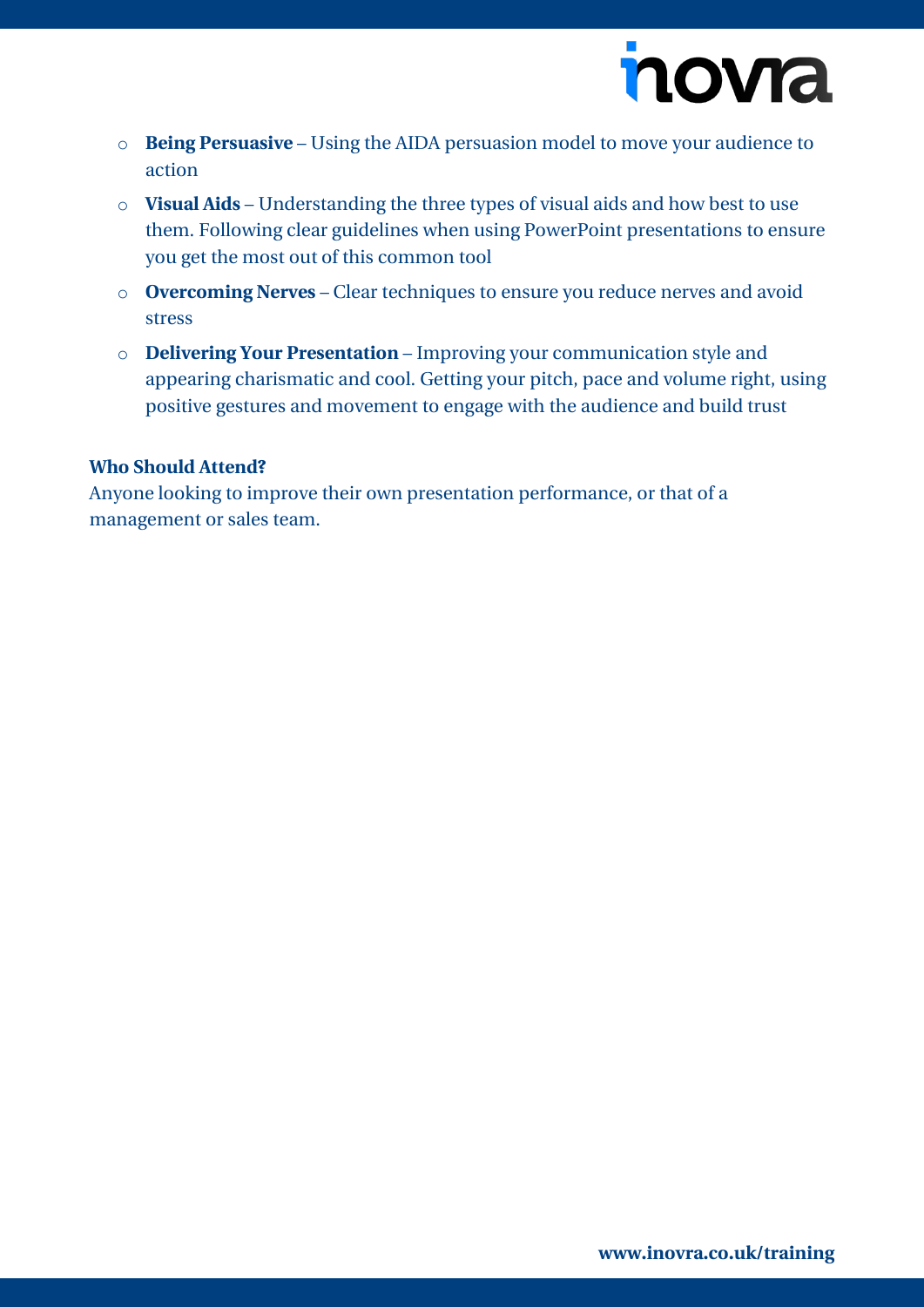- **Being Persuasive** – Using the AIDA persuasion model to move your audience to action
- **Visual Aids** – Understanding the three types of visual aids and how best to use them. Following clear guidelines when using PowerPoint presentations to ensure you get the most out of this common tool
- **Overcoming Nerves** – Clear techniques to ensure you reduce nerves and avoid stress
- **Delivering Your Presentation** – Improving your communication style and appearing charismatic and cool. Getting your pitch, pace and volume right, using positive gestures and movement to engage with the audience and build trust

**Who Should Attend?**

Anyone looking to improve their own presentation performance, or that of a management or sales team.